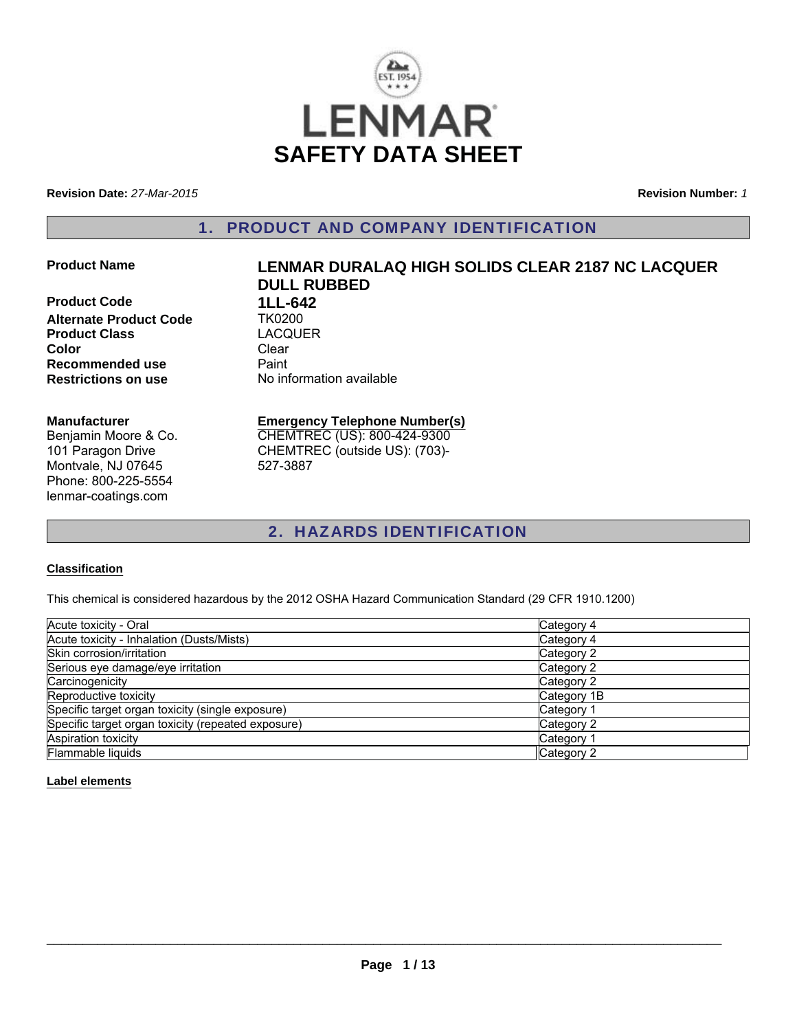# LENMAR

# SAFETY DATA SHEET

**Revision Date:** *27-Mar-2015*

**Revision Number:** *1*

## 1. PRODUCT AND COMPANY IDENTIFICATION

| | |
|---|---|
| **Product Name** | **LENMAR DURALAQ HIGH SOLIDS CLEAR 2187 NC LACQUER DULL RUBBED** |
| **Product Code** | **1LL-642** |
| **Alternate Product Code** | TK0200 |
| **Product Class** | LACQUER |
| **Color** | Clear |
| **Recommended use** | Paint |
| **Restrictions on use** | No information available |

**Manufacturer**
Benjamin Moore & Co.
101 Paragon Drive
Montvale, NJ 07645
Phone: 800-225-5554
lenmar-coatings.com

**Emergency Telephone Number(s)**
CHEMTREC (US): 800-424-9300
CHEMTREC (outside US): (703)-527-3887

## 2. HAZARDS IDENTIFICATION

### Classification

This chemical is considered hazardous by the 2012 OSHA Hazard Communication Standard (29 CFR 1910.1200)

| Hazard | Category |
|---|---|
| Acute toxicity - Oral | Category 4 |
| Acute toxicity - Inhalation (Dusts/Mists) | Category 4 |
| Skin corrosion/irritation | Category 2 |
| Serious eye damage/eye irritation | Category 2 |
| Carcinogenicity | Category 2 |
| Reproductive toxicity | Category 1B |
| Specific target organ toxicity (single exposure) | Category 1 |
| Specific target organ toxicity (repeated exposure) | Category 2 |
| Aspiration toxicity | Category 1 |
| Flammable liquids | Category 2 |

### Label elements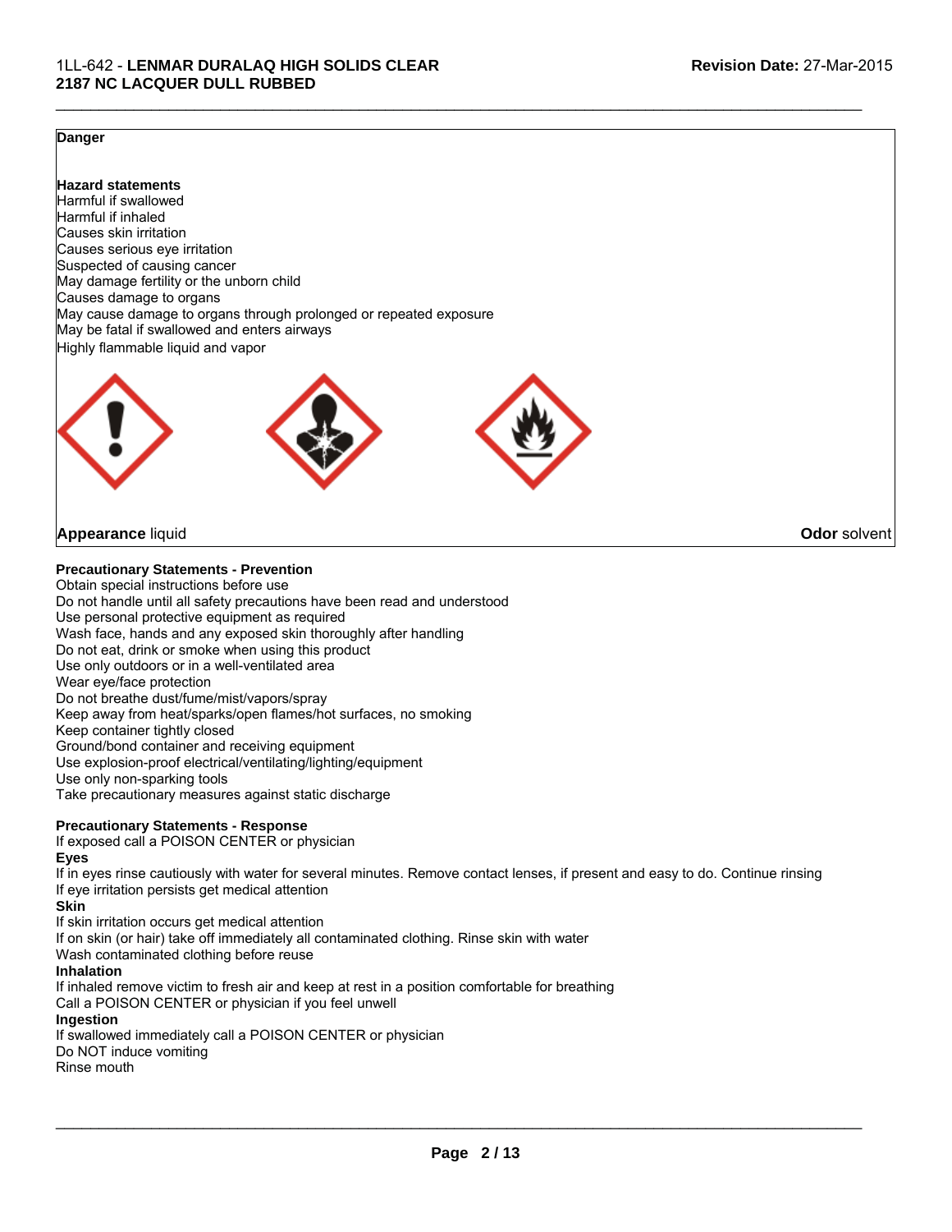**Danger**

**Hazard statements**

Harmful if swallowed
Harmful if inhaled
Causes skin irritation
Causes serious eye irritation
Suspected of causing cancer
May damage fertility or the unborn child
Causes damage to organs
May cause damage to organs through prolonged or repeated exposure
May be fatal if swallowed and enters airways
Highly flammable liquid and vapor

**Appearance** liquid **Odor** solvent

**Precautionary Statements - Prevention**

Obtain special instructions before use
Do not handle until all safety precautions have been read and understood
Use personal protective equipment as required
Wash face, hands and any exposed skin thoroughly after handling
Do not eat, drink or smoke when using this product
Use only outdoors or in a well-ventilated area
Wear eye/face protection
Do not breathe dust/fume/mist/vapors/spray
Keep away from heat/sparks/open flames/hot surfaces, no smoking
Keep container tightly closed
Ground/bond container and receiving equipment
Use explosion-proof electrical/ventilating/lighting/equipment
Use only non-sparking tools
Take precautionary measures against static discharge

**Precautionary Statements - Response**

If exposed call a POISON CENTER or physician

**Eyes**

If in eyes rinse cautiously with water for several minutes. Remove contact lenses, if present and easy to do. Continue rinsing
If eye irritation persists get medical attention

**Skin**

If skin irritation occurs get medical attention
If on skin (or hair) take off immediately all contaminated clothing. Rinse skin with water
Wash contaminated clothing before reuse

**Inhalation**

If inhaled remove victim to fresh air and keep at rest in a position comfortable for breathing
Call a POISON CENTER or physician if you feel unwell

**Ingestion**

If swallowed immediately call a POISON CENTER or physician
Do NOT induce vomiting
Rinse mouth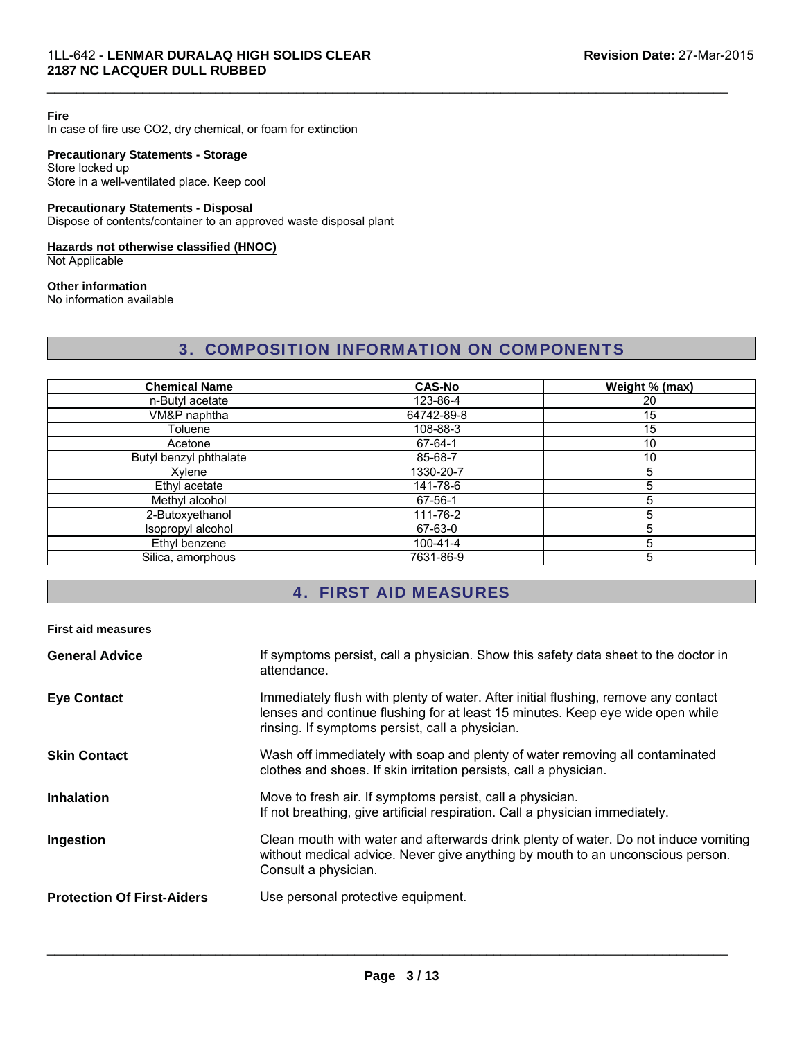**Fire**
In case of fire use CO2, dry chemical, or foam for extinction

**Precautionary Statements - Storage**
Store locked up
Store in a well-ventilated place. Keep cool

**Precautionary Statements - Disposal**
Dispose of contents/container to an approved waste disposal plant

**Hazards not otherwise classified (HNOC)**
Not Applicable

**Other information**
No information available

## 3. COMPOSITION INFORMATION ON COMPONENTS

| Chemical Name | CAS-No | Weight % (max) |
|---|---|---|
| n-Butyl acetate | 123-86-4 | 20 |
| VM&P naphtha | 64742-89-8 | 15 |
| Toluene | 108-88-3 | 15 |
| Acetone | 67-64-1 | 10 |
| Butyl benzyl phthalate | 85-68-7 | 10 |
| Xylene | 1330-20-7 | 5 |
| Ethyl acetate | 141-78-6 | 5 |
| Methyl alcohol | 67-56-1 | 5 |
| 2-Butoxyethanol | 111-76-2 | 5 |
| Isopropyl alcohol | 67-63-0 | 5 |
| Ethyl benzene | 100-41-4 | 5 |
| Silica, amorphous | 7631-86-9 | 5 |

## 4. FIRST AID MEASURES

**First aid measures**

**General Advice**
If symptoms persist, call a physician. Show this safety data sheet to the doctor in attendance.

**Eye Contact**
Immediately flush with plenty of water. After initial flushing, remove any contact lenses and continue flushing for at least 15 minutes. Keep eye wide open while rinsing. If symptoms persist, call a physician.

**Skin Contact**
Wash off immediately with soap and plenty of water removing all contaminated clothes and shoes. If skin irritation persists, call a physician.

**Inhalation**
Move to fresh air. If symptoms persist, call a physician.
If not breathing, give artificial respiration. Call a physician immediately.

**Ingestion**
Clean mouth with water and afterwards drink plenty of water. Do not induce vomiting without medical advice. Never give anything by mouth to an unconscious person. Consult a physician.

**Protection Of First-Aiders**
Use personal protective equipment.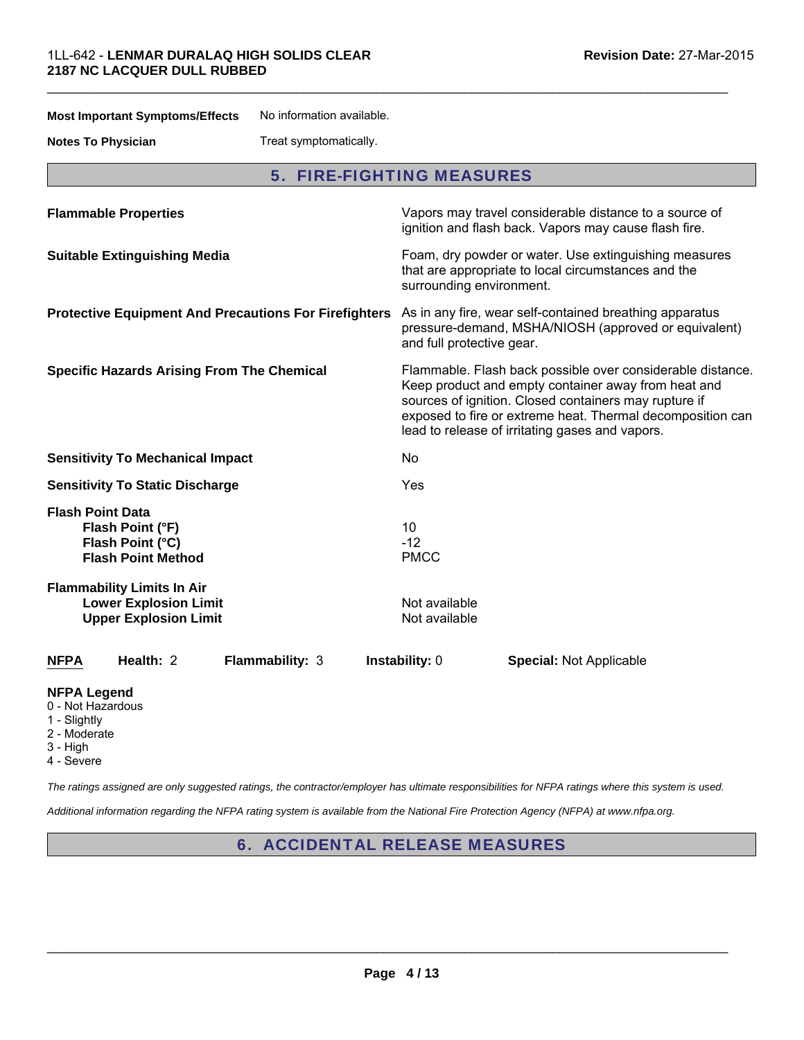**Most Important Symptoms/Effects** No information available.

**Notes To Physician** Treat symptomatically.

## 5. FIRE-FIGHTING MEASURES

| | |
|---|---|
| **Flammable Properties** | Vapors may travel considerable distance to a source of ignition and flash back. Vapors may cause flash fire. |
| **Suitable Extinguishing Media** | Foam, dry powder or water. Use extinguishing measures that are appropriate to local circumstances and the surrounding environment. |
| **Protective Equipment And Precautions For Firefighters** | As in any fire, wear self-contained breathing apparatus pressure-demand, MSHA/NIOSH (approved or equivalent) and full protective gear. |
| **Specific Hazards Arising From The Chemical** | Flammable. Flash back possible over considerable distance. Keep product and empty container away from heat and sources of ignition. Closed containers may rupture if exposed to fire or extreme heat. Thermal decomposition can lead to release of irritating gases and vapors. |
| **Sensitivity To Mechanical Impact** | No |
| **Sensitivity To Static Discharge** | Yes |

**Flash Point Data**

| | |
|---|---|
| **Flash Point (°F)** | 10 |
| **Flash Point (°C)** | -12 |
| **Flash Point Method** | PMCC |

**Flammability Limits In Air**

| | |
|---|---|
| **Lower Explosion Limit** | Not available |
| **Upper Explosion Limit** | Not available |

| NFPA | Health: 2 | Flammability: 3 | Instability: 0 | Special: Not Applicable |
|---|---|---|---|---|

**NFPA Legend**
0 - Not Hazardous
1 - Slightly
2 - Moderate
3 - High
4 - Severe

*The ratings assigned are only suggested ratings, the contractor/employer has ultimate responsibilities for NFPA ratings where this system is used.*

*Additional information regarding the NFPA rating system is available from the National Fire Protection Agency (NFPA) at www.nfpa.org.*

## 6. ACCIDENTAL RELEASE MEASURES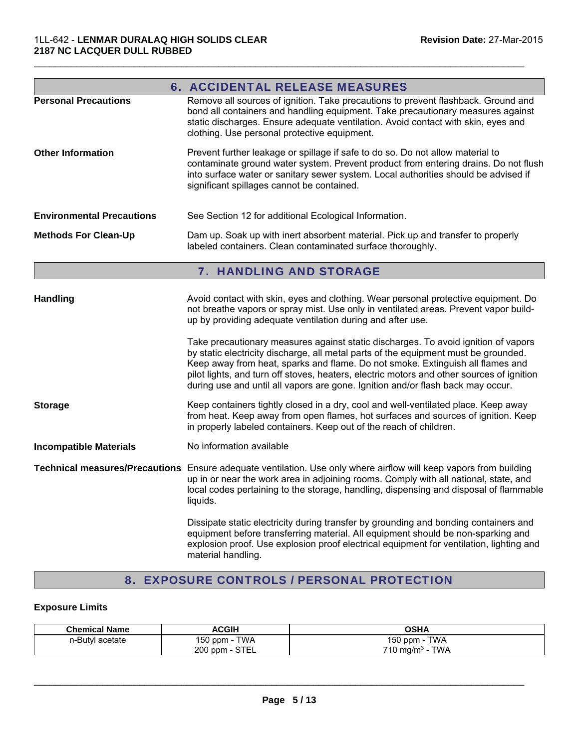## 6. ACCIDENTAL RELEASE MEASURES

**Personal Precautions** Remove all sources of ignition. Take precautions to prevent flashback. Ground and bond all containers and handling equipment. Take precautionary measures against static discharges. Ensure adequate ventilation. Avoid contact with skin, eyes and clothing. Use personal protective equipment.

**Other Information** Prevent further leakage or spillage if safe to do so. Do not allow material to contaminate ground water system. Prevent product from entering drains. Do not flush into surface water or sanitary sewer system. Local authorities should be advised if significant spillages cannot be contained.

**Environmental Precautions** See Section 12 for additional Ecological Information.

**Methods For Clean-Up** Dam up. Soak up with inert absorbent material. Pick up and transfer to properly labeled containers. Clean contaminated surface thoroughly.

## 7. HANDLING AND STORAGE

**Handling** Avoid contact with skin, eyes and clothing. Wear personal protective equipment. Do not breathe vapors or spray mist. Use only in ventilated areas. Prevent vapor build-up by providing adequate ventilation during and after use.

Take precautionary measures against static discharges. To avoid ignition of vapors by static electricity discharge, all metal parts of the equipment must be grounded. Keep away from heat, sparks and flame. Do not smoke. Extinguish all flames and pilot lights, and turn off stoves, heaters, electric motors and other sources of ignition during use and until all vapors are gone. Ignition and/or flash back may occur.

**Storage** Keep containers tightly closed in a dry, cool and well-ventilated place. Keep away from heat. Keep away from open flames, hot surfaces and sources of ignition. Keep in properly labeled containers. Keep out of the reach of children.

**Incompatible Materials** No information available

**Technical measures/Precautions** Ensure adequate ventilation. Use only where airflow will keep vapors from building up in or near the work area in adjoining rooms. Comply with all national, state, and local codes pertaining to the storage, handling, dispensing and disposal of flammable liquids.

Dissipate static electricity during transfer by grounding and bonding containers and equipment before transferring material. All equipment should be non-sparking and explosion proof. Use explosion proof electrical equipment for ventilation, lighting and material handling.

## 8. EXPOSURE CONTROLS / PERSONAL PROTECTION

**Exposure Limits**

| Chemical Name | ACGIH | OSHA |
|---|---|---|
| n-Butyl acetate | 150 ppm - TWA<br>200 ppm - STEL | 150 ppm - TWA<br>710 mg/m$^3$ - TWA |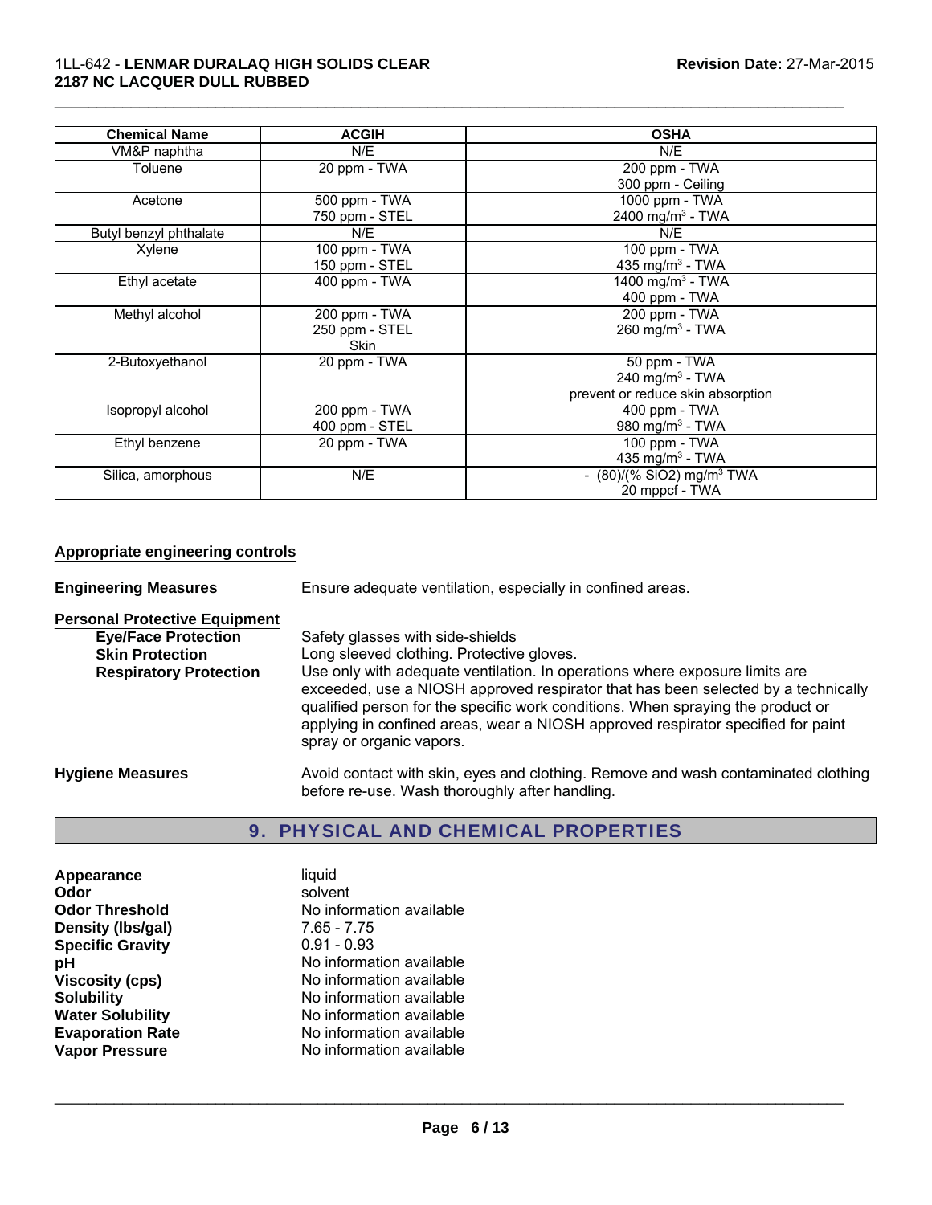| Chemical Name | ACGIH | OSHA |
| --- | --- | --- |
| VM&P naphtha | N/E | N/E |
| Toluene | 20 ppm - TWA | 200 ppm - TWA<br>300 ppm - Ceiling |
| Acetone | 500 ppm - TWA<br>750 ppm - STEL | 1000 ppm - TWA<br>2400 mg/m$^3$ - TWA |
| Butyl benzyl phthalate | N/E | N/E |
| Xylene | 100 ppm - TWA<br>150 ppm - STEL | 100 ppm - TWA<br>435 mg/m$^3$ - TWA |
| Ethyl acetate | 400 ppm - TWA | 1400 mg/m$^3$ - TWA<br>400 ppm - TWA |
| Methyl alcohol | 200 ppm - TWA<br>250 ppm - STEL<br>Skin | 200 ppm - TWA<br>260 mg/m$^3$ - TWA |
| 2-Butoxyethanol | 20 ppm - TWA | 50 ppm - TWA<br>240 mg/m$^3$ - TWA<br>prevent or reduce skin absorption |
| Isopropyl alcohol | 200 ppm - TWA<br>400 ppm - STEL | 400 ppm - TWA<br>980 mg/m$^3$ - TWA |
| Ethyl benzene | 20 ppm - TWA | 100 ppm - TWA<br>435 mg/m$^3$ - TWA |
| Silica, amorphous | N/E | - (80)/(% SiO2) mg/m$^3$ TWA<br>20 mppcf - TWA |

**Appropriate engineering controls**

**Engineering Measures** Ensure adequate ventilation, especially in confined areas.

**Personal Protective Equipment**

**Eye/Face Protection** Safety glasses with side-shields

**Skin Protection** Long sleeved clothing. Protective gloves.

**Respiratory Protection** Use only with adequate ventilation. In operations where exposure limits are exceeded, use a NIOSH approved respirator that has been selected by a technically qualified person for the specific work conditions. When spraying the product or applying in confined areas, wear a NIOSH approved respirator specified for paint spray or organic vapors.

**Hygiene Measures** Avoid contact with skin, eyes and clothing. Remove and wash contaminated clothing before re-use. Wash thoroughly after handling.

## 9. PHYSICAL AND CHEMICAL PROPERTIES

| | |
| --- | --- |
| **Appearance** | liquid |
| **Odor** | solvent |
| **Odor Threshold** | No information available |
| **Density (lbs/gal)** | 7.65 - 7.75 |
| **Specific Gravity** | 0.91 - 0.93 |
| **pH** | No information available |
| **Viscosity (cps)** | No information available |
| **Solubility** | No information available |
| **Water Solubility** | No information available |
| **Evaporation Rate** | No information available |
| **Vapor Pressure** | No information available |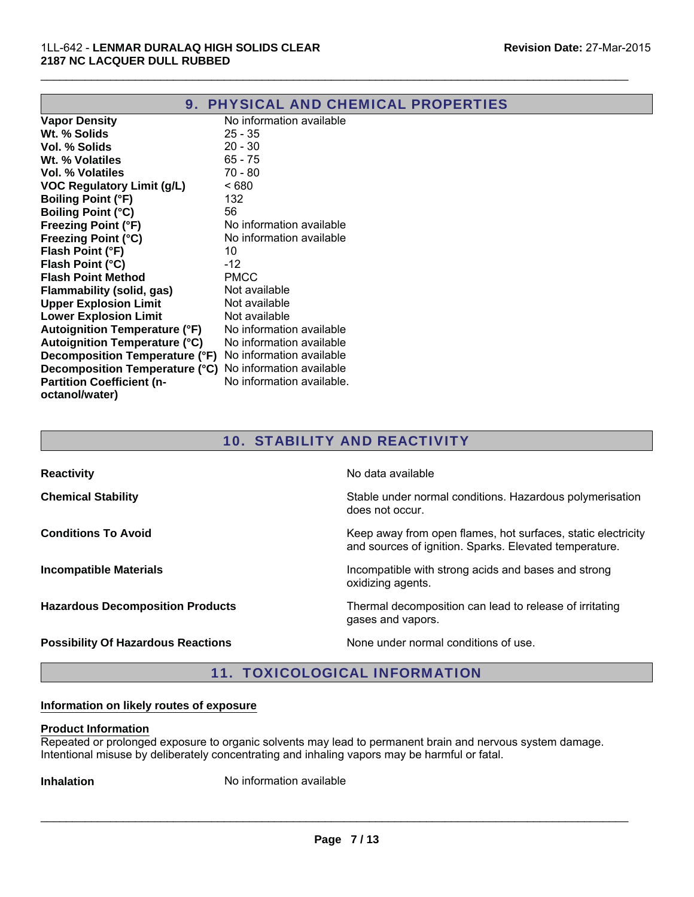## 9. PHYSICAL AND CHEMICAL PROPERTIES

| | |
|---|---|
| **Vapor Density** | No information available |
| **Wt. % Solids** | 25 - 35 |
| **Vol. % Solids** | 20 - 30 |
| **Wt. % Volatiles** | 65 - 75 |
| **Vol. % Volatiles** | 70 - 80 |
| **VOC Regulatory Limit (g/L)** | < 680 |
| **Boiling Point (°F)** | 132 |
| **Boiling Point (°C)** | 56 |
| **Freezing Point (°F)** | No information available |
| **Freezing Point (°C)** | No information available |
| **Flash Point (°F)** | 10 |
| **Flash Point (°C)** | -12 |
| **Flash Point Method** | PMCC |
| **Flammability (solid, gas)** | Not available |
| **Upper Explosion Limit** | Not available |
| **Lower Explosion Limit** | Not available |
| **Autoignition Temperature (°F)** | No information available |
| **Autoignition Temperature (°C)** | No information available |
| **Decomposition Temperature (°F)** | No information available |
| **Decomposition Temperature (°C)** | No information available |
| **Partition Coefficient (n-octanol/water)** | No information available. |

## 10. STABILITY AND REACTIVITY

| | |
|---|---|
| **Reactivity** | No data available |
| **Chemical Stability** | Stable under normal conditions. Hazardous polymerisation does not occur. |
| **Conditions To Avoid** | Keep away from open flames, hot surfaces, static electricity and sources of ignition. Sparks. Elevated temperature. |
| **Incompatible Materials** | Incompatible with strong acids and bases and strong oxidizing agents. |
| **Hazardous Decomposition Products** | Thermal decomposition can lead to release of irritating gases and vapors. |
| **Possibility Of Hazardous Reactions** | None under normal conditions of use. |

## 11. TOXICOLOGICAL INFORMATION

**Information on likely routes of exposure**

**Product Information**

Repeated or prolonged exposure to organic solvents may lead to permanent brain and nervous system damage. Intentional misuse by deliberately concentrating and inhaling vapors may be harmful or fatal.

**Inhalation** No information available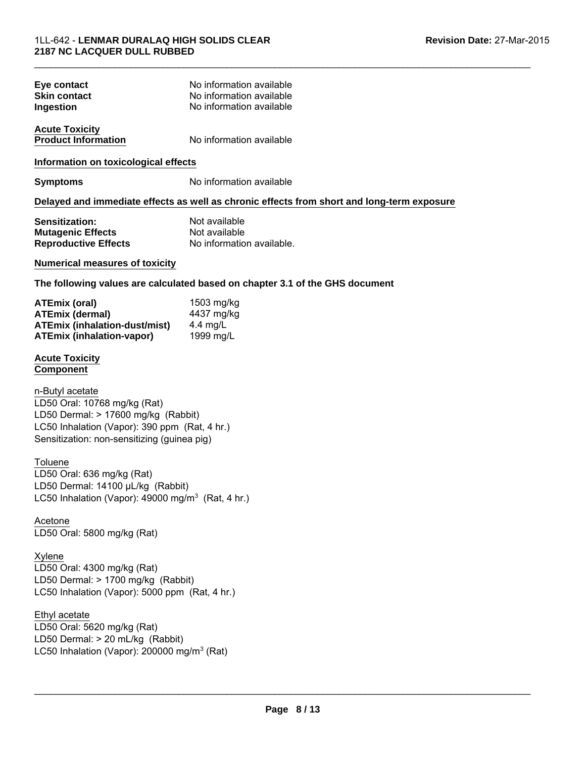**Eye contact** No information available
**Skin contact** No information available
**Ingestion** No information available

**Acute Toxicity**

**Product Information** No information available

**Information on toxicological effects**

**Symptoms** No information available

**Delayed and immediate effects as well as chronic effects from short and long-term exposure**

**Sensitization:** Not available
**Mutagenic Effects** Not available
**Reproductive Effects** No information available.

**Numerical measures of toxicity**

**The following values are calculated based on chapter 3.1 of the GHS document**

| | |
|---|---|
| **ATEmix (oral)** | 1503 mg/kg |
| **ATEmix (dermal)** | 4437 mg/kg |
| **ATEmix (inhalation-dust/mist)** | 4.4 mg/L |
| **ATEmix (inhalation-vapor)** | 1999 mg/L |

**Acute Toxicity**

**Component**

n-Butyl acetate
LD50 Oral: 10768 mg/kg (Rat)
LD50 Dermal: > 17600 mg/kg (Rabbit)
LC50 Inhalation (Vapor): 390 ppm (Rat, 4 hr.)
Sensitization: non-sensitizing (guinea pig)

Toluene
LD50 Oral: 636 mg/kg (Rat)
LD50 Dermal: 14100 µL/kg (Rabbit)
LC50 Inhalation (Vapor): 49000 mg/m$^3$ (Rat, 4 hr.)

Acetone
LD50 Oral: 5800 mg/kg (Rat)

Xylene
LD50 Oral: 4300 mg/kg (Rat)
LD50 Dermal: > 1700 mg/kg (Rabbit)
LC50 Inhalation (Vapor): 5000 ppm (Rat, 4 hr.)

Ethyl acetate
LD50 Oral: 5620 mg/kg (Rat)
LD50 Dermal: > 20 mL/kg (Rabbit)
LC50 Inhalation (Vapor): 200000 mg/m$^3$ (Rat)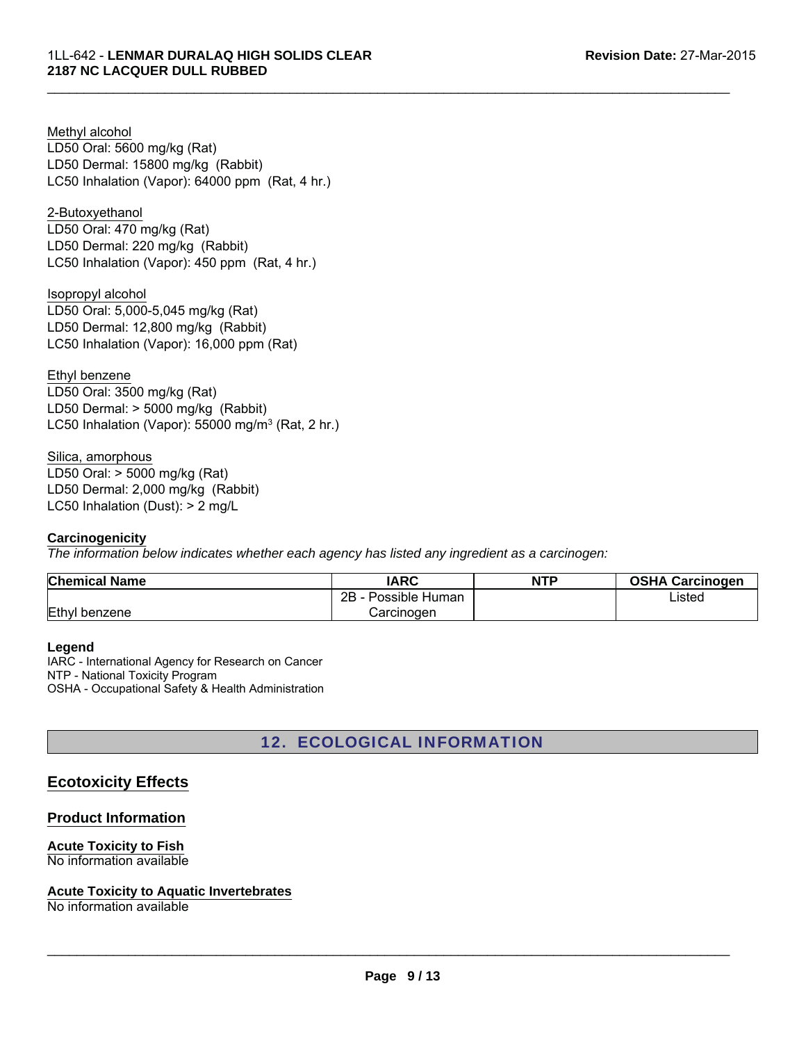Methyl alcohol
LD50 Oral: 5600 mg/kg (Rat)
LD50 Dermal: 15800 mg/kg (Rabbit)
LC50 Inhalation (Vapor): 64000 ppm (Rat, 4 hr.)

2-Butoxyethanol
LD50 Oral: 470 mg/kg (Rat)
LD50 Dermal: 220 mg/kg (Rabbit)
LC50 Inhalation (Vapor): 450 ppm (Rat, 4 hr.)

Isopropyl alcohol
LD50 Oral: 5,000-5,045 mg/kg (Rat)
LD50 Dermal: 12,800 mg/kg (Rabbit)
LC50 Inhalation (Vapor): 16,000 ppm (Rat)

Ethyl benzene
LD50 Oral: 3500 mg/kg (Rat)
LD50 Dermal: > 5000 mg/kg (Rabbit)
LC50 Inhalation (Vapor): 55000 mg/m$^3$ (Rat, 2 hr.)

Silica, amorphous
LD50 Oral: > 5000 mg/kg (Rat)
LD50 Dermal: 2,000 mg/kg (Rabbit)
LC50 Inhalation (Dust): > 2 mg/L

**Carcinogenicity**

*The information below indicates whether each agency has listed any ingredient as a carcinogen:*

| Chemical Name | IARC | NTP | OSHA Carcinogen |
|---|---|---|---|
| Ethyl benzene | 2B - Possible Human Carcinogen | | Listed |

**Legend**
IARC - International Agency for Research on Cancer
NTP - National Toxicity Program
OSHA - Occupational Safety & Health Administration

## 12. ECOLOGICAL INFORMATION

### Ecotoxicity Effects

### Product Information

**Acute Toxicity to Fish**
No information available

**Acute Toxicity to Aquatic Invertebrates**
No information available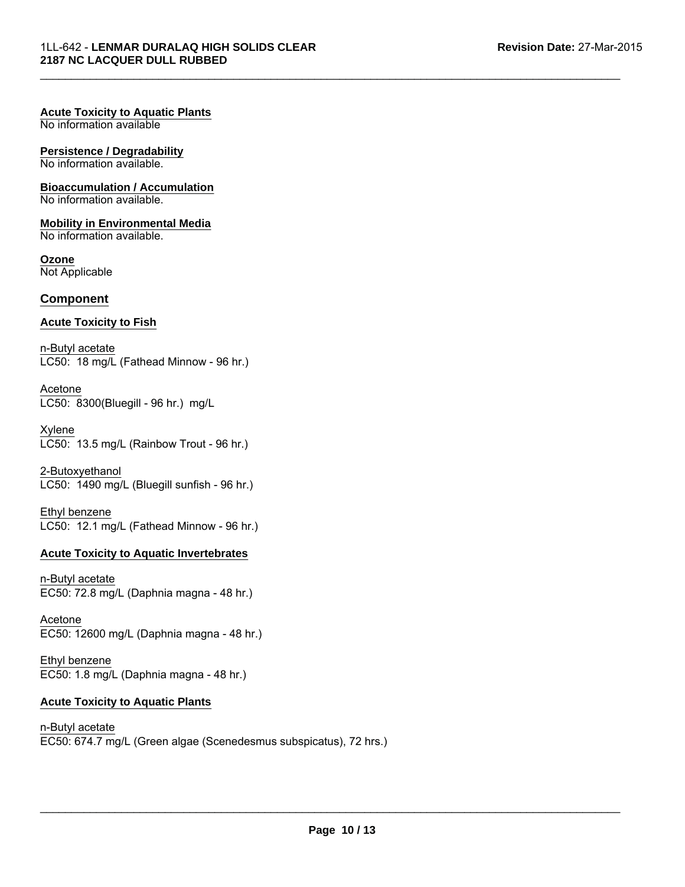**Acute Toxicity to Aquatic Plants**
No information available

**Persistence / Degradability**
No information available.

**Bioaccumulation / Accumulation**
No information available.

**Mobility in Environmental Media**
No information available.

**Ozone**
Not Applicable

## Component

### Acute Toxicity to Fish

n-Butyl acetate
LC50: 18 mg/L (Fathead Minnow - 96 hr.)

Acetone
LC50: 8300(Bluegill - 96 hr.) mg/L

Xylene
LC50: 13.5 mg/L (Rainbow Trout - 96 hr.)

2-Butoxyethanol
LC50: 1490 mg/L (Bluegill sunfish - 96 hr.)

Ethyl benzene
LC50: 12.1 mg/L (Fathead Minnow - 96 hr.)

### Acute Toxicity to Aquatic Invertebrates

n-Butyl acetate
EC50: 72.8 mg/L (Daphnia magna - 48 hr.)

Acetone
EC50: 12600 mg/L (Daphnia magna - 48 hr.)

Ethyl benzene
EC50: 1.8 mg/L (Daphnia magna - 48 hr.)

### Acute Toxicity to Aquatic Plants

n-Butyl acetate
EC50: 674.7 mg/L (Green algae (Scenedesmus subspicatus), 72 hrs.)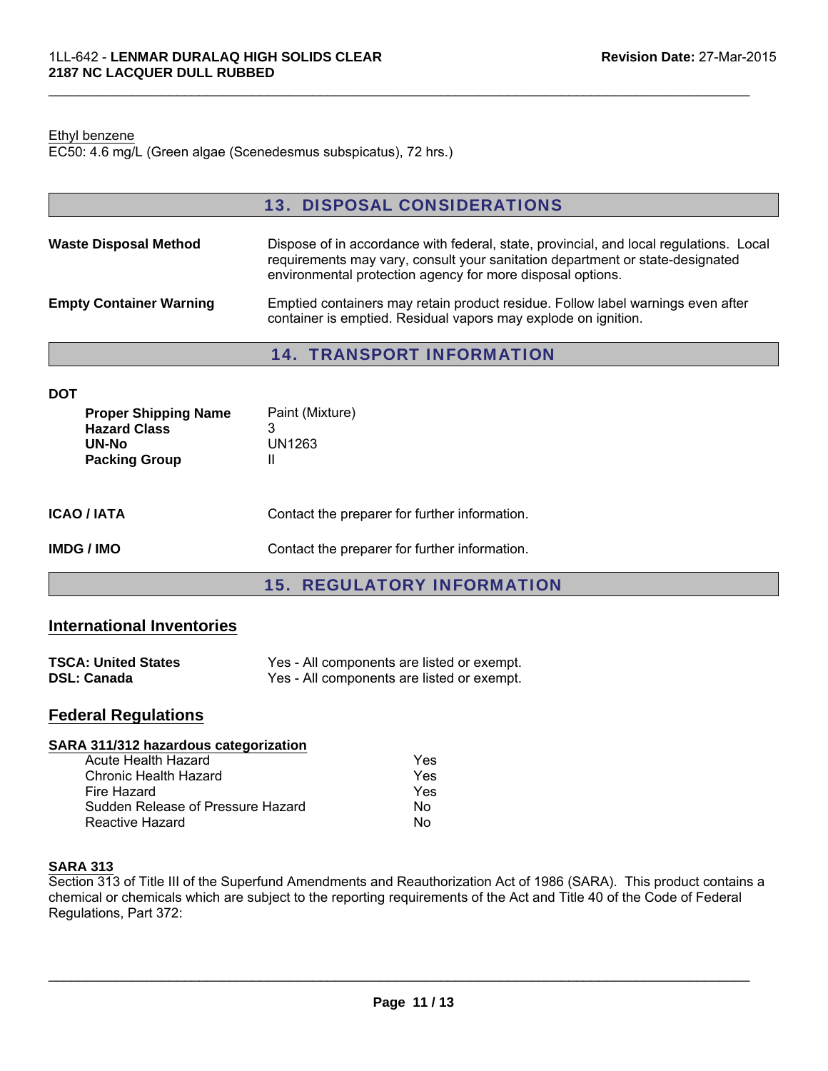Ethyl benzene
EC50: 4.6 mg/L (Green algae (Scenedesmus subspicatus), 72 hrs.)

## 13. DISPOSAL CONSIDERATIONS

**Waste Disposal Method** — Dispose of in accordance with federal, state, provincial, and local regulations. Local requirements may vary, consult your sanitation department or state-designated environmental protection agency for more disposal options.

**Empty Container Warning** — Emptied containers may retain product residue. Follow label warnings even after container is emptied. Residual vapors may explode on ignition.

## 14. TRANSPORT INFORMATION

**DOT**

| | |
|---|---|
| **Proper Shipping Name** | Paint (Mixture) |
| **Hazard Class** | 3 |
| **UN-No** | UN1263 |
| **Packing Group** | II |

**ICAO / IATA** — Contact the preparer for further information.

**IMDG / IMO** — Contact the preparer for further information.

## 15. REGULATORY INFORMATION

### International Inventories

| | |
|---|---|
| **TSCA: United States** | Yes - All components are listed or exempt. |
| **DSL: Canada** | Yes - All components are listed or exempt. |

### Federal Regulations

**SARA 311/312 hazardous categorization**

| | |
|---|---|
| Acute Health Hazard | Yes |
| Chronic Health Hazard | Yes |
| Fire Hazard | Yes |
| Sudden Release of Pressure Hazard | No |
| Reactive Hazard | No |

**SARA 313**

Section 313 of Title III of the Superfund Amendments and Reauthorization Act of 1986 (SARA). This product contains a chemical or chemicals which are subject to the reporting requirements of the Act and Title 40 of the Code of Federal Regulations, Part 372: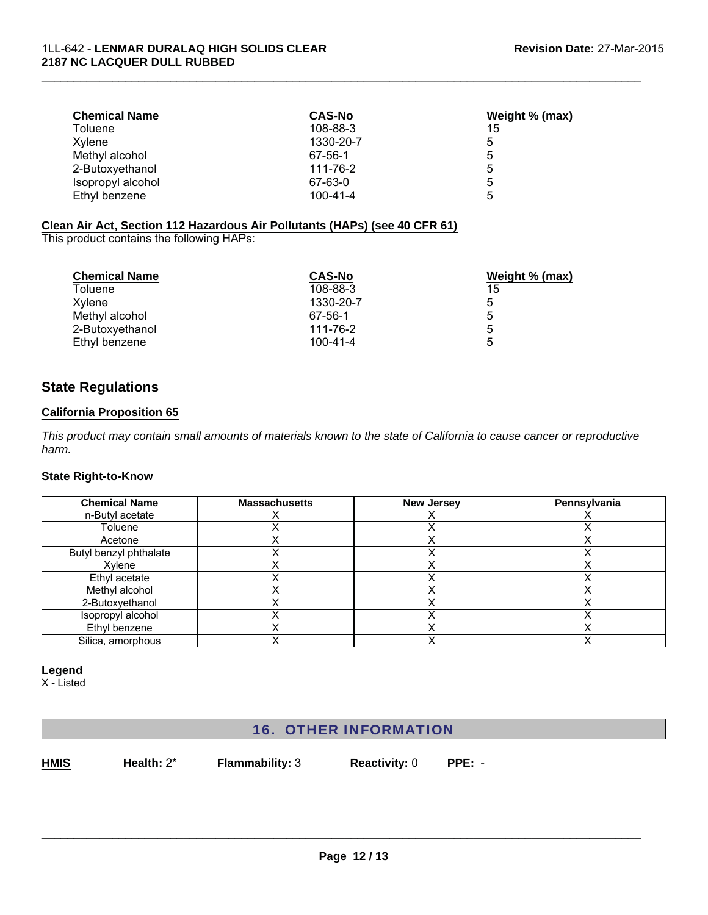| Chemical Name | CAS-No | Weight % (max) |
|---|---|---|
| Toluene | 108-88-3 | 15 |
| Xylene | 1330-20-7 | 5 |
| Methyl alcohol | 67-56-1 | 5 |
| 2-Butoxyethanol | 111-76-2 | 5 |
| Isopropyl alcohol | 67-63-0 | 5 |
| Ethyl benzene | 100-41-4 | 5 |

**Clean Air Act, Section 112 Hazardous Air Pollutants (HAPs) (see 40 CFR 61)**
This product contains the following HAPs:

| Chemical Name | CAS-No | Weight % (max) |
|---|---|---|
| Toluene | 108-88-3 | 15 |
| Xylene | 1330-20-7 | 5 |
| Methyl alcohol | 67-56-1 | 5 |
| 2-Butoxyethanol | 111-76-2 | 5 |
| Ethyl benzene | 100-41-4 | 5 |

## State Regulations

**California Proposition 65**

*This product may contain small amounts of materials known to the state of California to cause cancer or reproductive harm.*

**State Right-to-Know**

| Chemical Name | Massachusetts | New Jersey | Pennsylvania |
|---|---|---|---|
| n-Butyl acetate | X | X | X |
| Toluene | X | X | X |
| Acetone | X | X | X |
| Butyl benzyl phthalate | X | X | X |
| Xylene | X | X | X |
| Ethyl acetate | X | X | X |
| Methyl alcohol | X | X | X |
| 2-Butoxyethanol | X | X | X |
| Isopropyl alcohol | X | X | X |
| Ethyl benzene | X | X | X |
| Silica, amorphous | X | X | X |

**Legend**
X - Listed

## 16. OTHER INFORMATION

**HMIS** **Health:** 2* **Flammability:** 3 **Reactivity:** 0 **PPE:** -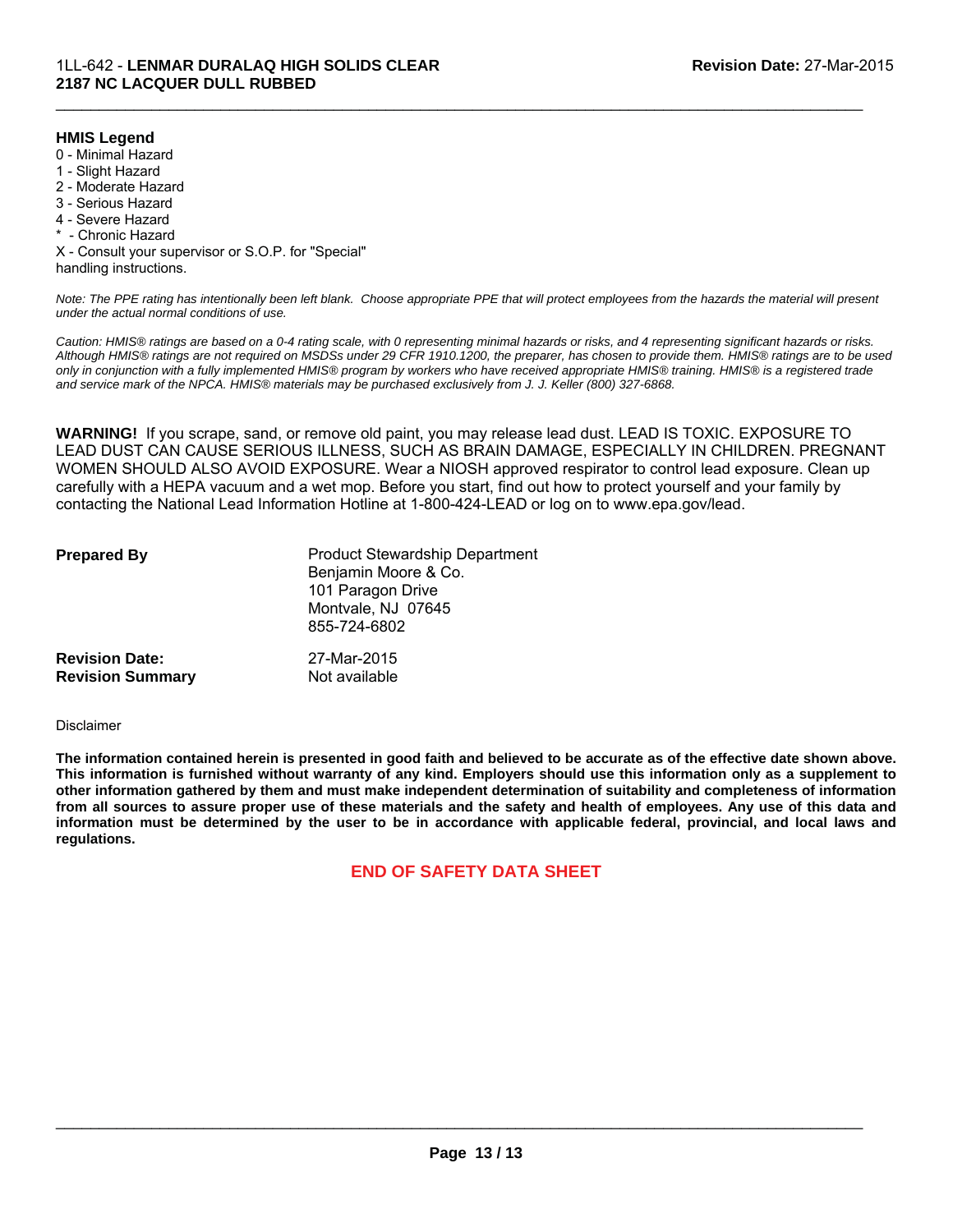### HMIS Legend

0 - Minimal Hazard
1 - Slight Hazard
2 - Moderate Hazard
3 - Serious Hazard
4 - Severe Hazard
* - Chronic Hazard
X - Consult your supervisor or S.O.P. for "Special" handling instructions.

*Note: The PPE rating has intentionally been left blank. Choose appropriate PPE that will protect employees from the hazards the material will present under the actual normal conditions of use.*

*Caution: HMIS® ratings are based on a 0-4 rating scale, with 0 representing minimal hazards or risks, and 4 representing significant hazards or risks. Although HMIS® ratings are not required on MSDSs under 29 CFR 1910.1200, the preparer, has chosen to provide them. HMIS® ratings are to be used only in conjunction with a fully implemented HMIS® program by workers who have received appropriate HMIS® training. HMIS® is a registered trade and service mark of the NPCA. HMIS® materials may be purchased exclusively from J. J. Keller (800) 327-6868.*

**WARNING!** If you scrape, sand, or remove old paint, you may release lead dust. LEAD IS TOXIC. EXPOSURE TO LEAD DUST CAN CAUSE SERIOUS ILLNESS, SUCH AS BRAIN DAMAGE, ESPECIALLY IN CHILDREN. PREGNANT WOMEN SHOULD ALSO AVOID EXPOSURE. Wear a NIOSH approved respirator to control lead exposure. Clean up carefully with a HEPA vacuum and a wet mop. Before you start, find out how to protect yourself and your family by contacting the National Lead Information Hotline at 1-800-424-LEAD or log on to www.epa.gov/lead.

| | |
|---|---|
| **Prepared By** | Product Stewardship Department<br>Benjamin Moore & Co.<br>101 Paragon Drive<br>Montvale, NJ 07645<br>855-724-6802 |
| **Revision Date:** | 27-Mar-2015 |
| **Revision Summary** | Not available |

Disclaimer

**The information contained herein is presented in good faith and believed to be accurate as of the effective date shown above. This information is furnished without warranty of any kind. Employers should use this information only as a supplement to other information gathered by them and must make independent determination of suitability and completeness of information from all sources to assure proper use of these materials and the safety and health of employees. Any use of this data and information must be determined by the user to be in accordance with applicable federal, provincial, and local laws and regulations.**

**END OF SAFETY DATA SHEET**